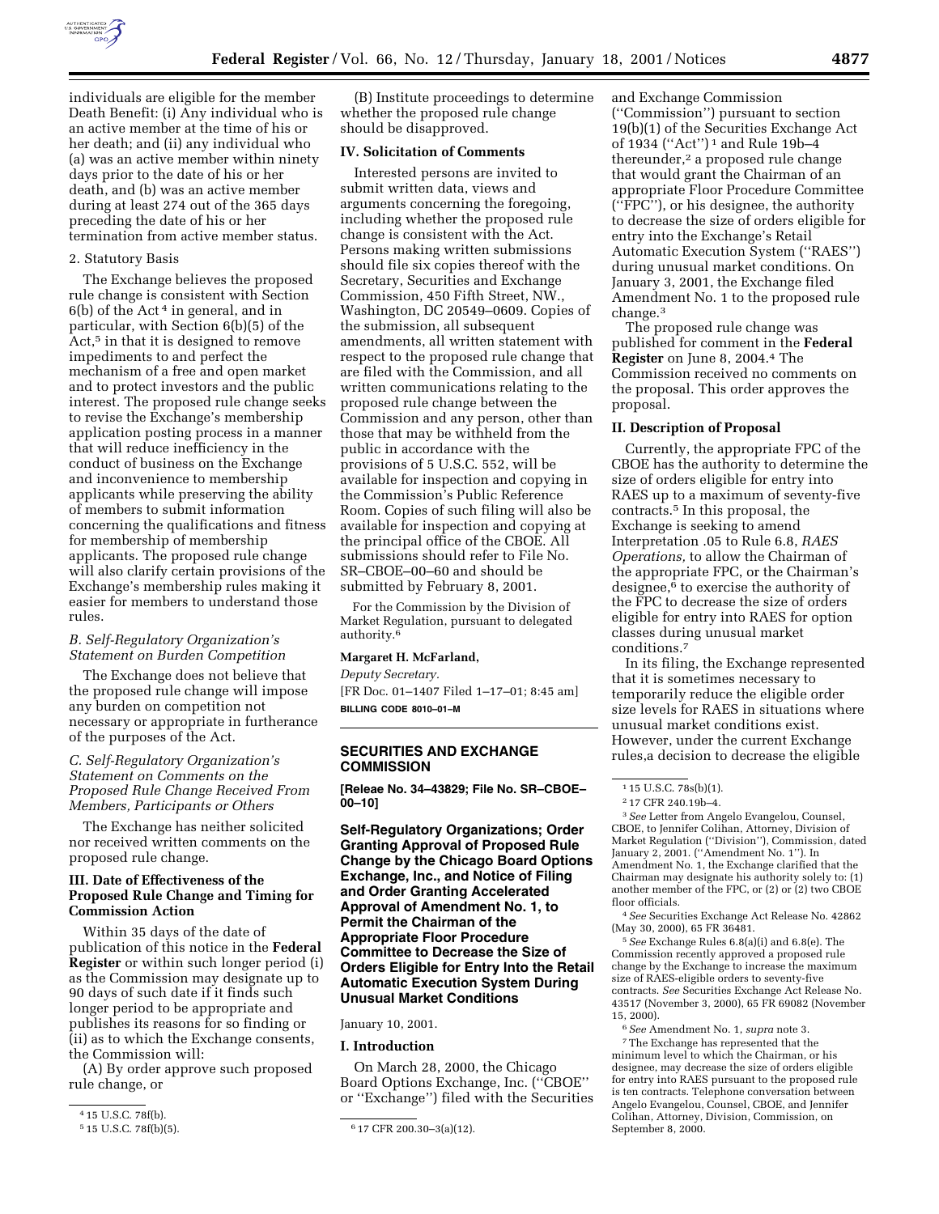individuals are eligible for the member Death Benefit: (i) Any individual who is an active member at the time of his or her death; and (ii) any individual who (a) was an active member within ninety days prior to the date of his or her death, and (b) was an active member during at least 274 out of the 365 days preceding the date of his or her termination from active member status.

2. Statutory Basis

The Exchange believes the proposed rule change is consistent with Section 6(b) of the Act [4] in general, and in particular, with Section 6(b)(5) of the Act,[5] in that it is designed to remove impediments to and perfect the mechanism of a free and open market and to protect investors and the public interest. The proposed rule change seeks to revise the Exchange's membership application posting process in a manner that will reduce inefficiency in the conduct of business on the Exchange and inconvenience to membership applicants while preserving the ability of members to submit information concerning the qualifications and fitness for membership of membership applicants. The proposed rule change will also clarify certain provisions of the Exchange's membership rules making it easier for members to understand those rules.

*B. Self-Regulatory Organization's Statement on Burden Competition*

The Exchange does not believe that the proposed rule change will impose any burden on competition not necessary or appropriate in furtherance of the purposes of the Act.

*C. Self-Regulatory Organization's Statement on Comments on the Proposed Rule Change Received From Members, Participants or Others*

The Exchange has neither solicited nor received written comments on the proposed rule change.

**III. Date of Effectiveness of the Proposed Rule Change and Timing for Commission Action**

Within 35 days of the date of publication of this notice in the **Federal Register** or within such longer period (i) as the Commission may designate up to 90 days of such date if it finds such longer period to be appropriate and publishes its reasons for so finding or (ii) as to which the Exchange consents, the Commission will:

(A) By order approve such proposed rule change, or

(B) Institute proceedings to determine whether the proposed rule change should be disapproved.

**IV. Solicitation of Comments**

Interested persons are invited to submit written data, views and arguments concerning the foregoing, including whether the proposed rule change is consistent with the Act. Persons making written submissions should file six copies thereof with the Secretary, Securities and Exchange Commission, 450 Fifth Street, NW., Washington, DC 20549–0609. Copies of the submission, all subsequent amendments, all written statement with respect to the proposed rule change that are filed with the Commission, and all written communications relating to the proposed rule change between the Commission and any person, other than those that may be withheld from the public in accordance with the provisions of 5 U.S.C. 552, will be available for inspection and copying in the Commission's Public Reference Room. Copies of such filing will also be available for inspection and copying at the principal office of the CBOE. All submissions should refer to File No. SR–CBOE–00–60 and should be submitted by February 8, 2001.

For the Commission by the Division of Market Regulation, pursuant to delegated authority.[6]

**Margaret H. McFarland,**

*Deputy Secretary.*

[FR Doc. 01–1407 Filed 1–17–01; 8:45 am]

**BILLING CODE 8010–01–M**

[4] 15 U.S.C. 78f(b).

[5] 15 U.S.C. 78f(b)(5).

[6] 17 CFR 200.30–3(a)(12).

## SECURITIES AND EXCHANGE COMMISSION

**[Releae No. 34–43829; File No. SR–CBOE–00–10]**

**Self-Regulatory Organizations; Order Granting Approval of Proposed Rule Change by the Chicago Board Options Exchange, Inc., and Notice of Filing and Order Granting Accelerated Approval of Amendment No. 1, to Permit the Chairman of the Appropriate Floor Procedure Committee to Decrease the Size of Orders Eligible for Entry Into the Retail Automatic Execution System During Unusual Market Conditions**

January 10, 2001.

**I. Introduction**

On March 28, 2000, the Chicago Board Options Exchange, Inc. ("CBOE" or "Exchange") filed with the Securities and Exchange Commission ("Commission") pursuant to section 19(b)(1) of the Securities Exchange Act of 1934 ("Act") [1] and Rule 19b–4 thereunder,[2] a proposed rule change that would grant the Chairman of an appropriate Floor Procedure Committee ("FPC"), or his designee, the authority to decrease the size of orders eligible for entry into the Exchange's Retail Automatic Execution System ("RAES") during unusual market conditions. On January 3, 2001, the Exchange filed Amendment No. 1 to the proposed rule change.[3]

The proposed rule change was published for comment in the **Federal Register** on June 8, 2004.[4] The Commission received no comments on the proposal. This order approves the proposal.

**II. Description of Proposal**

Currently, the appropriate FPC of the CBOE has the authority to determine the size of orders eligible for entry into RAES up to a maximum of seventy-five contracts.[5] In this proposal, the Exchange is seeking to amend Interpretation .05 to Rule 6.8, *RAES Operations,* to allow the Chairman of the appropriate FPC, or the Chairman's designee,[6] to exercise the authority of the FPC to decrease the size of orders eligible for entry into RAES for option classes during unusual market conditions.[7]

In its filing, the Exchange represented that it is sometimes necessary to temporarily reduce the eligible order size levels for RAES in situations where unusual market conditions exist. However, under the current Exchange rules,a decision to decrease the eligible

[1] 15 U.S.C. 78s(b)(1).

[2] 17 CFR 240.19b–4.

[3] *See* Letter from Angelo Evangelou, Counsel, CBOE, to Jennifer Colihan, Attorney, Division of Market Regulation ("Division"), Commission, dated January 2, 2001. ("Amendment No. 1"). In Amendment No. 1, the Exchange clarified that the Chairman may designate his authority solely to: (1) another member of the FPC, or (2) or (2) two CBOE floor officials.

[4] *See* Securities Exchange Act Release No. 42862 (May 30, 2000), 65 FR 36481.

[5] *See* Exchange Rules 6.8(a)(i) and 6.8(e). The Commission recently approved a proposed rule change by the Exchange to increase the maximum size of RAES-eligible orders to seventy-five contracts. *See* Securities Exchange Act Release No. 43517 (November 3, 2000), 65 FR 69082 (November 15, 2000).

[6] *See* Amendment No. 1, *supra* note 3.

[7] The Exchange has represented that the minimum level to which the Chairman, or his designee, may decrease the size of orders eligible for entry into RAES pursuant to the proposed rule is ten contracts. Telephone conversation between Angelo Evangelou, Counsel, CBOE, and Jennifer Colihan, Attorney, Division, Commission, on September 8, 2000.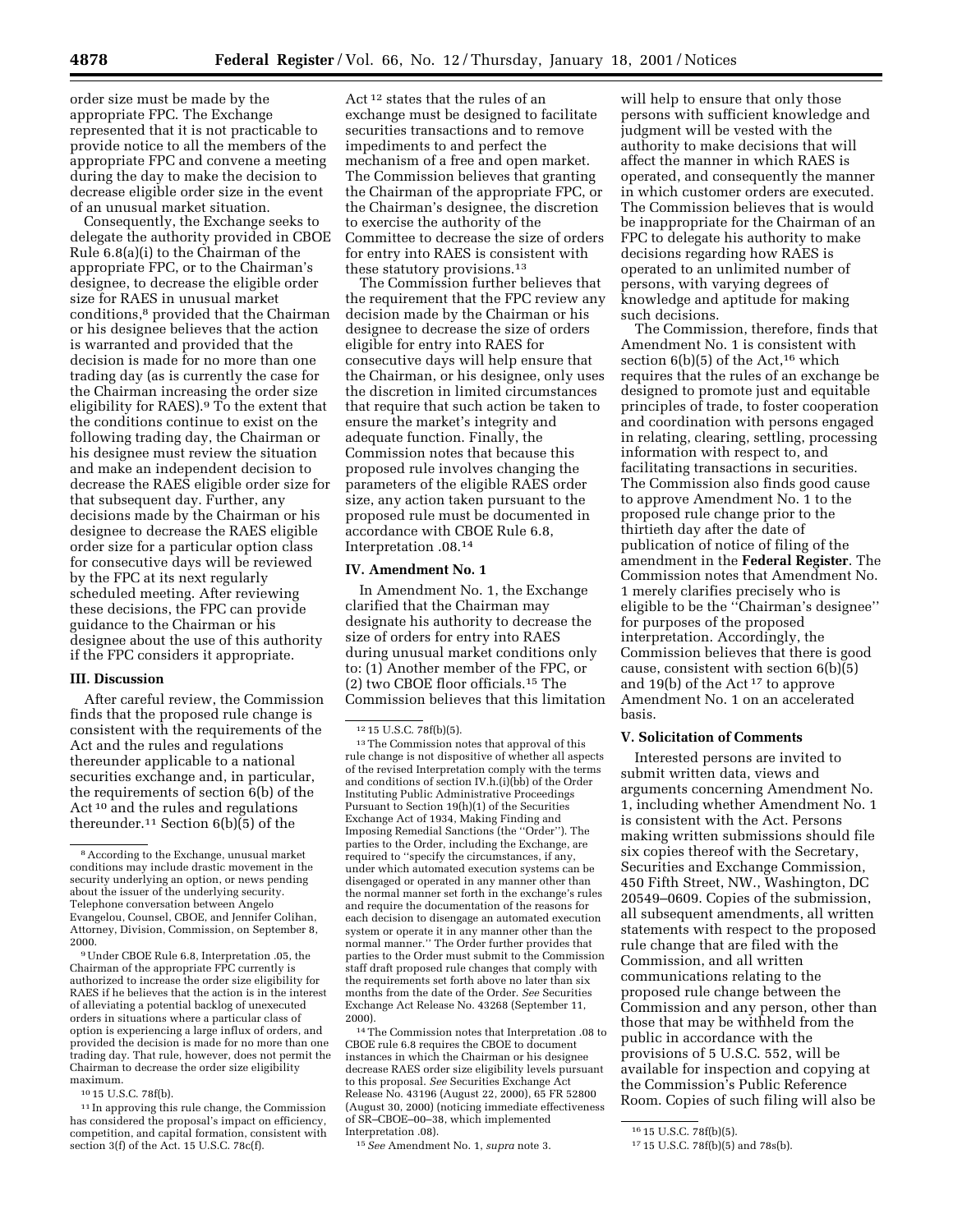order size must be made by the appropriate FPC. The Exchange represented that it is not practicable to provide notice to all the members of the appropriate FPC and convene a meeting during the day to make the decision to decrease eligible order size in the event of an unusual market situation.

Consequently, the Exchange seeks to delegate the authority provided in CBOE Rule 6.8(a)(i) to the Chairman of the appropriate FPC, or to the Chairman's designee, to decrease the eligible order size for RAES in unusual market conditions,[8] provided that the Chairman or his designee believes that the action is warranted and provided that the decision is made for no more than one trading day (as is currently the case for the Chairman increasing the order size eligibility for RAES).[9] To the extent that the conditions continue to exist on the following trading day, the Chairman or his designee must review the situation and make an independent decision to decrease the RAES eligible order size for that subsequent day. Further, any decisions made by the Chairman or his designee to decrease the RAES eligible order size for a particular option class for consecutive days will be reviewed by the FPC at its next regularly scheduled meeting. After reviewing these decisions, the FPC can provide guidance to the Chairman or his designee about the use of this authority if the FPC considers it appropriate.

### III. Discussion

After careful review, the Commission finds that the proposed rule change is consistent with the requirements of the Act and the rules and regulations thereunder applicable to a national securities exchange and, in particular, the requirements of section 6(b) of the Act[10] and the rules and regulations thereunder.[11] Section 6(b)(5) of the Act[12] states that the rules of an exchange must be designed to facilitate securities transactions and to remove impediments to and perfect the mechanism of a free and open market. The Commission believes that granting the Chairman of the appropriate FPC, or the Chairman's designee, the discretion to exercise the authority of the Committee to decrease the size of orders for entry into RAES is consistent with these statutory provisions.[13]

The Commission further believes that the requirement that the FPC review any decision made by the Chairman or his designee to decrease the size of orders eligible for entry into RAES for consecutive days will help ensure that the Chairman, or his designee, only uses the discretion in limited circumstances that require that such action be taken to ensure the market's integrity and adequate function. Finally, the Commission notes that because this proposed rule involves changing the parameters of the eligible RAES order size, any action taken pursuant to the proposed rule must be documented in accordance with CBOE Rule 6.8, Interpretation .08.[14]

### IV. Amendment No. 1

In Amendment No. 1, the Exchange clarified that the Chairman may designate his authority to decrease the size of orders for entry into RAES during unusual market conditions only to: (1) Another member of the FPC, or (2) two CBOE floor officials.[15] The Commission believes that this limitation will help to ensure that only those persons with sufficient knowledge and judgment will be vested with the authority to make decisions that will affect the manner in which RAES is operated, and consequently the manner in which customer orders are executed. The Commission believes that is would be inappropriate for the Chairman of an FPC to delegate his authority to make decisions regarding how RAES is operated to an unlimited number of persons, with varying degrees of knowledge and aptitude for making such decisions.

The Commission, therefore, finds that Amendment No. 1 is consistent with section 6(b)(5) of the Act,[16] which requires that the rules of an exchange be designed to promote just and equitable principles of trade, to foster cooperation and coordination with persons engaged in relating, clearing, settling, processing information with respect to, and facilitating transactions in securities. The Commission also finds good cause to approve Amendment No. 1 to the proposed rule change prior to the thirtieth day after the date of publication of notice of filing of the amendment in the **Federal Register**. The Commission notes that Amendment No. 1 merely clarifies precisely who is eligible to be the "Chairman's designee" for purposes of the proposed interpretation. Accordingly, the Commission believes that there is good cause, consistent with section 6(b)(5) and 19(b) of the Act[17] to approve Amendment No. 1 on an accelerated basis.

### V. Solicitation of Comments

Interested persons are invited to submit written data, views and arguments concerning Amendment No. 1, including whether Amendment No. 1 is consistent with the Act. Persons making written submissions should file six copies thereof with the Secretary, Securities and Exchange Commission, 450 Fifth Street, NW., Washington, DC 20549–0609. Copies of the submission, all subsequent amendments, all written statements with respect to the proposed rule change that are filed with the Commission, and all written communications relating to the proposed rule change between the Commission and any person, other than those that may be withheld from the public in accordance with the provisions of 5 U.S.C. 552, will be available for inspection and copying at the Commission's Public Reference Room. Copies of such filing will also be

---

[8] According to the Exchange, unusual market conditions may include drastic movement in the security underlying an option, or news pending about the issuer of the underlying security. Telephone conversation between Angelo Evangelou, Counsel, CBOE, and Jennifer Colihan, Attorney, Division, Commission, on September 8, 2000.

[9] Under CBOE Rule 6.8, Interpretation .05, the Chairman of the appropriate FPC currently is authorized to increase the order size eligibility for RAES if he believes that the action is in the interest of alleviating a potential backlog of unexecuted orders in situations where a particular class of option is experiencing a large influx of orders, and provided the decision is made for no more than one trading day. That rule, however, does not permit the Chairman to decrease the order size eligibility maximum.

[10] 15 U.S.C. 78f(b).

[11] In approving this rule change, the Commission has considered the proposal's impact on efficiency, competition, and capital formation, consistent with section 3(f) of the Act. 15 U.S.C. 78c(f).

[12] 15 U.S.C. 78f(b)(5).

[13] The Commission notes that approval of this rule change is not dispositive of whether all aspects of the revised Interpretation comply with the terms and conditions of section IV.h.(i)(bb) of the Order Instituting Public Administrative Proceedings Pursuant to Section 19(h)(1) of the Securities Exchange Act of 1934, Making Finding and Imposing Remedial Sanctions (the "Order"). The parties to the Order, including the Exchange, are required to "specify the circumstances, if any, under which automated execution systems can be disengaged or operated in any manner other than the normal manner set forth in the exchange's rules and require the documentation of the reasons for each decision to disengage an automated execution system or operate it in any manner other than the normal manner." The Order further provides that parties to the Order must submit to the Commission staff draft proposed rule changes that comply with the requirements set forth above no later than six months from the date of the Order. *See* Securities Exchange Act Release No. 43268 (September 11, 2000).

[14] The Commission notes that Interpretation .08 to CBOE rule 6.8 requires the CBOE to document instances in which the Chairman or his designee decrease RAES order size eligibility levels pursuant to this proposal. *See* Securities Exchange Act Release No. 43196 (August 22, 2000), 65 FR 52800 (August 30, 2000) (noticing immediate effectiveness of SR–CBOE–00–38, which implemented Interpretation .08).

[15] *See* Amendment No. 1, *supra* note 3.

[16] 15 U.S.C. 78f(b)(5).

[17] 15 U.S.C. 78f(b)(5) and 78s(b).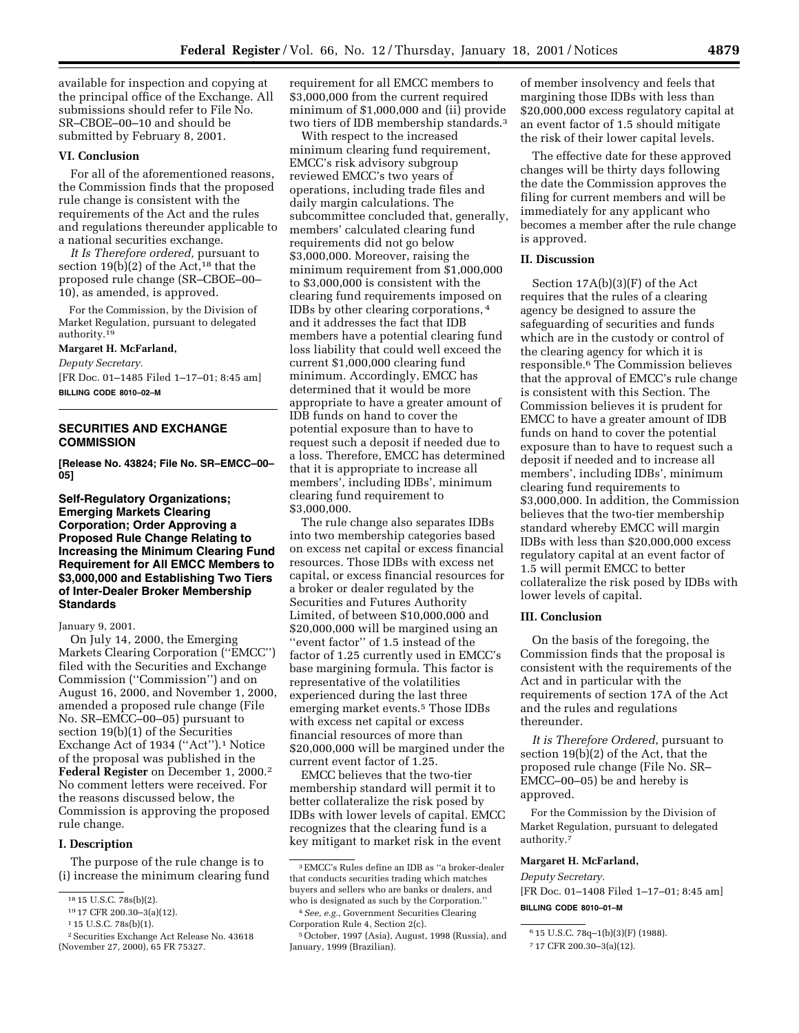available for inspection and copying at the principal office of the Exchange. All submissions should refer to File No. SR–CBOE–00–10 and should be submitted by February 8, 2001.

## VI. Conclusion

For all of the aforementioned reasons, the Commission finds that the proposed rule change is consistent with the requirements of the Act and the rules and regulations thereunder applicable to a national securities exchange.

*It Is Therefore ordered,* pursuant to section 19(b)(2) of the Act,[18] that the proposed rule change (SR–CBOE–00–10), as amended, is approved.

For the Commission, by the Division of Market Regulation, pursuant to delegated authority.[19]

**Margaret H. McFarland,**

*Deputy Secretary.*

[FR Doc. 01–1485 Filed 1–17–01; 8:45 am]

**BILLING CODE 8010–02–M**

[18] 15 U.S.C. 78s(b)(2).

[19] 17 CFR 200.30–3(a)(12).

---

## SECURITIES AND EXCHANGE COMMISSION

**[Release No. 43824; File No. SR–EMCC–00–05]**

## Self-Regulatory Organizations; Emerging Markets Clearing Corporation; Order Approving a Proposed Rule Change Relating to Increasing the Minimum Clearing Fund Requirement for All EMCC Members to $3,000,000 and Establishing Two Tiers of Inter-Dealer Broker Membership Standards

January 9, 2001.

On July 14, 2000, the Emerging Markets Clearing Corporation (''EMCC'') filed with the Securities and Exchange Commission (''Commission'') and on August 16, 2000, and November 1, 2000, amended a proposed rule change (File No. SR–EMCC–00–05) pursuant to section 19(b)(1) of the Securities Exchange Act of 1934 (''Act'').[1] Notice of the proposal was published in the **Federal Register** on December 1, 2000.[2] No comment letters were received. For the reasons discussed below, the Commission is approving the proposed rule change.

### I. Description

The purpose of the rule change is to (i) increase the minimum clearing fund requirement for all EMCC members to $3,000,000 from the current required minimum of $1,000,000 and (ii) provide two tiers of IDB membership standards.[3]

With respect to the increased minimum clearing fund requirement, EMCC's risk advisory subgroup reviewed EMCC's two years of operations, including trade files and daily margin calculations. The subcommittee concluded that, generally, members' calculated clearing fund requirements did not go below $3,000,000. Moreover, raising the minimum requirement from $1,000,000 to $3,000,000 is consistent with the clearing fund requirements imposed on IDBs by other clearing corporations,[4] and it addresses the fact that IDB members have a potential clearing fund loss liability that could well exceed the current $1,000,000 clearing fund minimum. Accordingly, EMCC has determined that it would be more appropriate to have a greater amount of IDB funds on hand to cover the potential exposure than to have to request such a deposit if needed due to a loss. Therefore, EMCC has determined that it is appropriate to increase all members', including IDBs', minimum clearing fund requirement to $3,000,000.

The rule change also separates IDBs into two membership categories based on excess net capital or excess financial resources. Those IDBs with excess net capital, or excess financial resources for a broker or dealer regulated by the Securities and Futures Authority Limited, of between $10,000,000 and $20,000,000 will be margined using an ''event factor'' of 1.5 instead of the factor of 1.25 currently used in EMCC's base margining formula. This factor is representative of the volatilities experienced during the last three emerging market events.[5] Those IDBs with excess net capital or excess financial resources of more than $20,000,000 will be margined under the current event factor of 1.25.

EMCC believes that the two-tier membership standard will permit it to better collateralize the risk posed by IDBs with lower levels of capital. EMCC recognizes that the clearing fund is a key mitigant to market risk in the event of member insolvency and feels that margining those IDBs with less than $20,000,000 excess regulatory capital at an event factor of 1.5 should mitigate the risk of their lower capital levels.

The effective date for these approved changes will be thirty days following the date the Commission approves the filing for current members and will be immediately for any applicant who becomes a member after the rule change is approved.

### II. Discussion

Section 17A(b)(3)(F) of the Act requires that the rules of a clearing agency be designed to assure the safeguarding of securities and funds which are in the custody or control of the clearing agency for which it is responsible.[6] The Commission believes that the approval of EMCC's rule change is consistent with this Section. The Commission believes it is prudent for EMCC to have a greater amount of IDB funds on hand to cover the potential exposure than to have to request such a deposit if needed and to increase all members', including IDBs', minimum clearing fund requirements to $3,000,000. In addition, the Commission believes that the two-tier membership standard whereby EMCC will margin IDBs with less than $20,000,000 excess regulatory capital at an event factor of 1.5 will permit EMCC to better collateralize the risk posed by IDBs with lower levels of capital.

### III. Conclusion

On the basis of the foregoing, the Commission finds that the proposal is consistent with the requirements of the Act and in particular with the requirements of section 17A of the Act and the rules and regulations thereunder.

*It Is Therefore Ordered*, pursuant to section 19(b)(2) of the Act, that the proposed rule change (File No. SR–EMCC–00–05) be and hereby is approved.

For the Commission by the Division of Market Regulation, pursuant to delegated authority.[7]

**Margaret H. McFarland,**

*Deputy Secretary.*

[FR Doc. 01–1408 Filed 1–17–01; 8:45 am]

**BILLING CODE 8010–01–M**

[1] 15 U.S.C. 78s(b)(1).

[2] Securities Exchange Act Release No. 43618 (November 27, 2000), 65 FR 75327.

[3] EMCC's Rules define an IDB as ''a broker-dealer that conducts securities trading which matches buyers and sellers who are banks or dealers, and who is designated as such by the Corporation.''

[4] *See, e.g.*, Government Securities Clearing Corporation Rule 4, Section 2(c).

[5] October, 1997 (Asia), August, 1998 (Russia), and January, 1999 (Brazilian).

[6] 15 U.S.C. 78q–1(b)(3)(F) (1988).

[7] 17 CFR 200.30–3(a)(12).